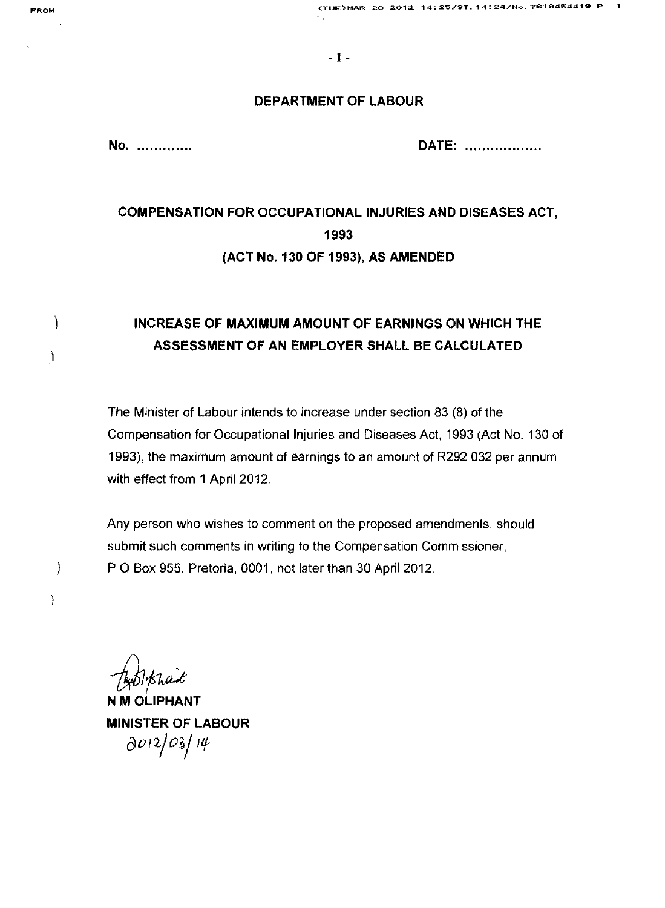## DEPARTMENT OF LABOUR

**No. .............** **DATE: ..................**

# COMPENSATION FOR OCCUPATIONAL INJURIES AND DISEASES ACT, 1993 (ACT No. 130 OF 1993), AS AMENDED

## INCREASE OF MAXIMUM AMOUNT OF EARNINGS ON WHICH THE ASSESSMENT OF AN EMPLOYER SHALL BE CALCULATED

The Minister of Labour intends to increase under section 83 (8) of the Compensation for Occupational Injuries and Diseases Act, 1993 (Act No. 130 of 1993), the maximum amount of earnings to an amount of R292 032 per annum with effect from 1 April 2012.

Any person who wishes to comment on the proposed amendments, should submit such comments in writing to the Compensation Commissioner, P O Box 955, Pretoria, 0001, not later than 30 April 2012.

**N M OLIPHANT**
**MINISTER OF LABOUR**
2012/03/14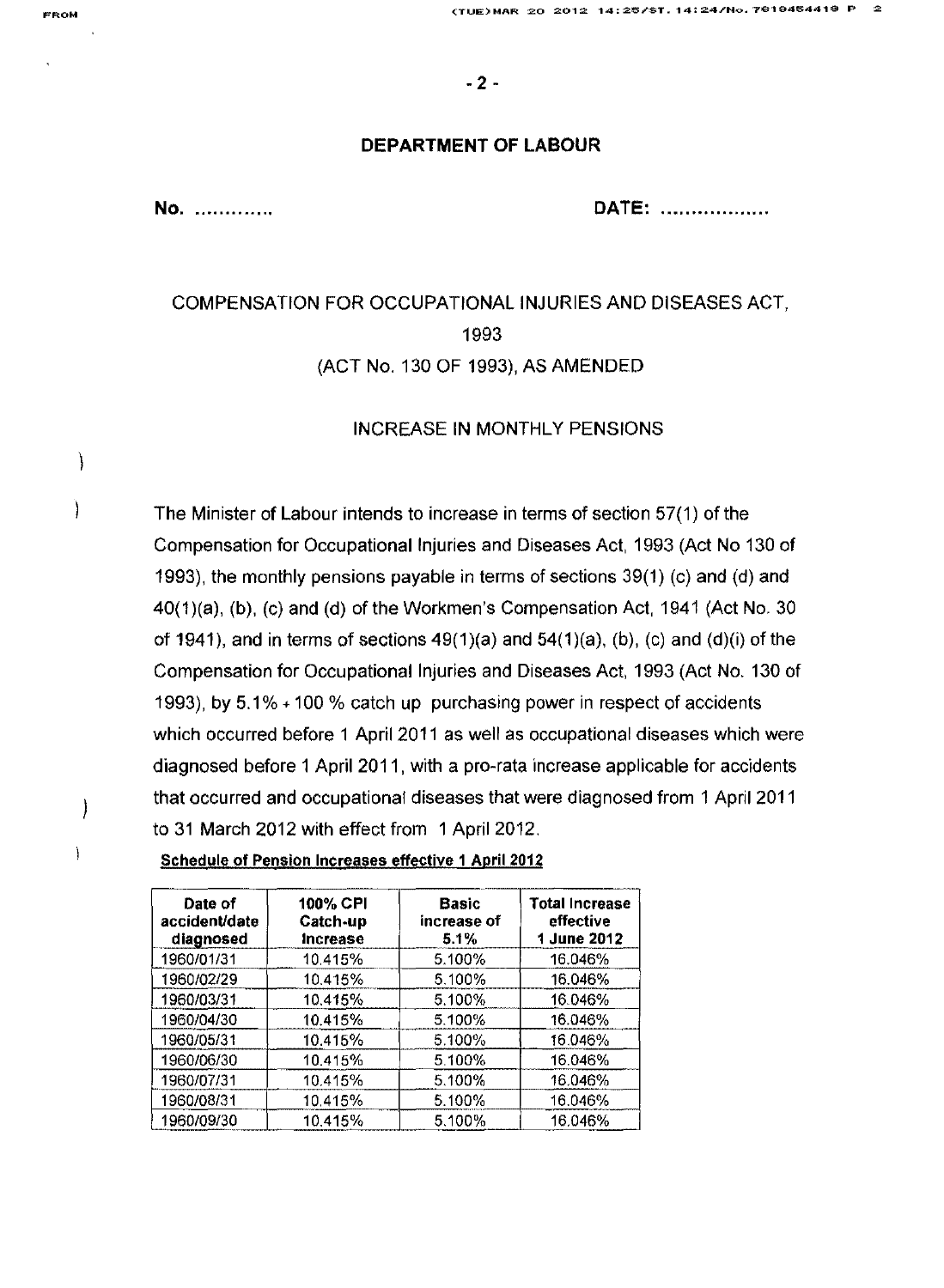## DEPARTMENT OF LABOUR

**No.** .............                                                  **DATE:** ..................

### COMPENSATION FOR OCCUPATIONAL INJURIES AND DISEASES ACT, 1993

### (ACT No. 130 OF 1993), AS AMENDED

INCREASE IN MONTHLY PENSIONS

The Minister of Labour intends to increase in terms of section 57(1) of the Compensation for Occupational Injuries and Diseases Act, 1993 (Act No 130 of 1993), the monthly pensions payable in terms of sections 39(1) (c) and (d) and 40(1)(a), (b), (c) and (d) of the Workmen's Compensation Act, 1941 (Act No. 30 of 1941), and in terms of sections 49(1)(a) and 54(1)(a), (b), (c) and (d)(i) of the Compensation for Occupational Injuries and Diseases Act, 1993 (Act No. 130 of 1993), by 5.1% + 100 % catch up purchasing power in respect of accidents which occurred before 1 April 2011 as well as occupational diseases which were diagnosed before 1 April 2011, with a pro-rata increase applicable for accidents that occurred and occupational diseases that were diagnosed from 1 April 2011 to 31 March 2012 with effect from 1 April 2012.

**Schedule of Pension Increases effective 1 April 2012**

| Date of accident/date diagnosed | 100% CPI Catch-up Increase | Basic increase of 5.1% | Total Increase effective 1 June 2012 |
|---|---|---|---|
| 1960/01/31 | 10.415% | 5.100% | 16.046% |
| 1960/02/29 | 10.415% | 5.100% | 16.046% |
| 1960/03/31 | 10.415% | 5.100% | 16.046% |
| 1960/04/30 | 10.415% | 5.100% | 16.046% |
| 1960/05/31 | 10.415% | 5.100% | 16.046% |
| 1960/06/30 | 10.415% | 5.100% | 16.046% |
| 1960/07/31 | 10.415% | 5.100% | 16.046% |
| 1960/08/31 | 10.415% | 5.100% | 16.046% |
| 1960/09/30 | 10.415% | 5.100% | 16.046% |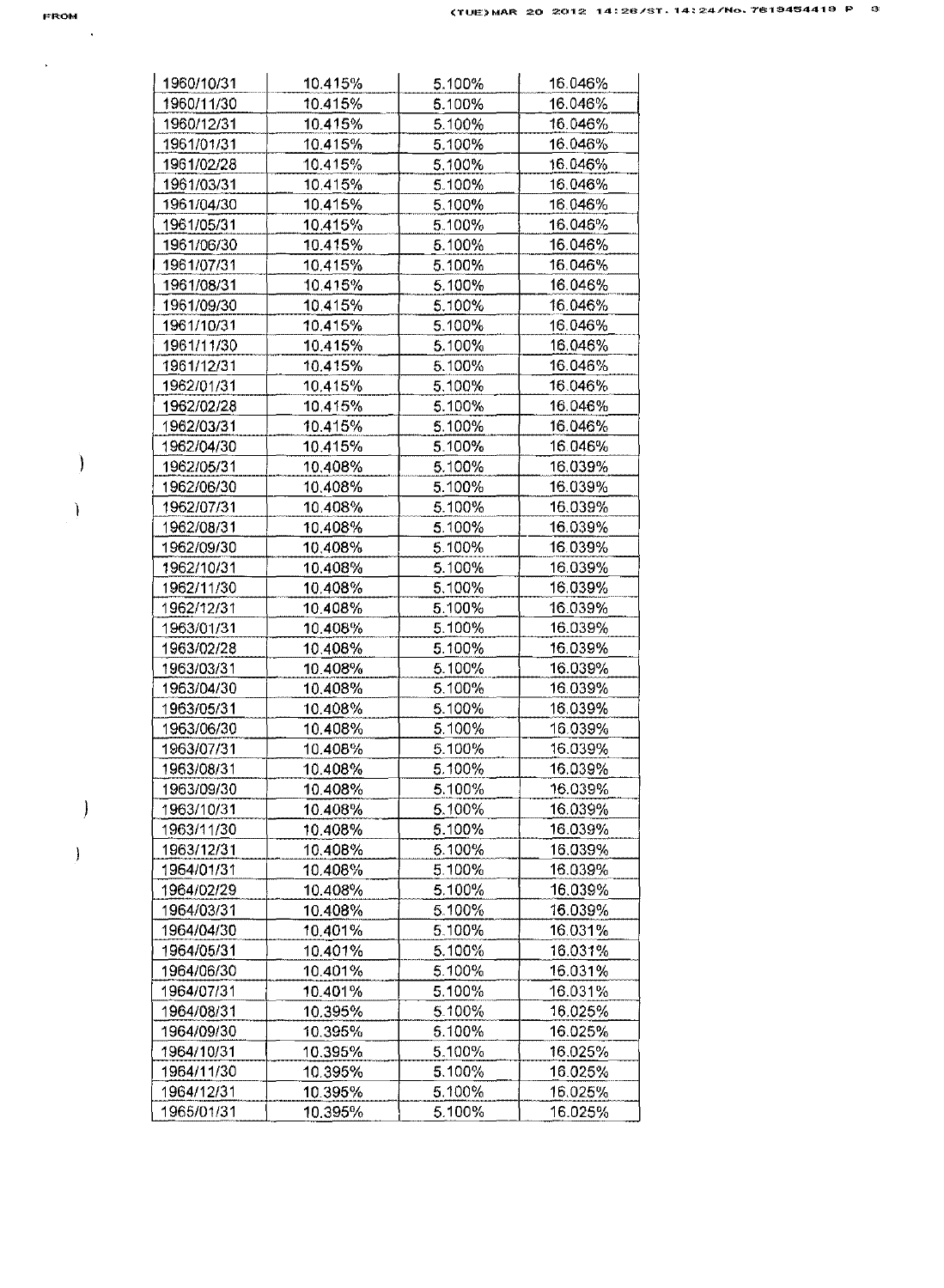| 1960/10/31 | 10.415% | 5.100% | 16.046% |
|---|---|---|---|
| 1960/11/30 | 10.415% | 5.100% | 16.046% |
| 1960/12/31 | 10.415% | 5.100% | 16.046% |
| 1961/01/31 | 10.415% | 5.100% | 16.046% |
| 1961/02/28 | 10.415% | 5.100% | 16.046% |
| 1961/03/31 | 10.415% | 5.100% | 16.046% |
| 1961/04/30 | 10.415% | 5.100% | 16.046% |
| 1961/05/31 | 10.415% | 5.100% | 16.046% |
| 1961/06/30 | 10.415% | 5.100% | 16.046% |
| 1961/07/31 | 10.415% | 5.100% | 16.046% |
| 1961/08/31 | 10.415% | 5.100% | 16.046% |
| 1961/09/30 | 10.415% | 5.100% | 16.046% |
| 1961/10/31 | 10.415% | 5.100% | 16.046% |
| 1961/11/30 | 10.415% | 5.100% | 16.046% |
| 1961/12/31 | 10.415% | 5.100% | 16.046% |
| 1962/01/31 | 10.415% | 5.100% | 16.046% |
| 1962/02/28 | 10.415% | 5.100% | 16.046% |
| 1962/03/31 | 10.415% | 5.100% | 16.046% |
| 1962/04/30 | 10.415% | 5.100% | 16.046% |
| 1962/05/31 | 10.408% | 5.100% | 16.039% |
| 1962/06/30 | 10.408% | 5.100% | 16.039% |
| 1962/07/31 | 10.408% | 5.100% | 16.039% |
| 1962/08/31 | 10.408% | 5.100% | 16.039% |
| 1962/09/30 | 10.408% | 5.100% | 16.039% |
| 1962/10/31 | 10.408% | 5.100% | 16.039% |
| 1962/11/30 | 10.408% | 5.100% | 16.039% |
| 1962/12/31 | 10.408% | 5.100% | 16.039% |
| 1963/01/31 | 10.408% | 5.100% | 16.039% |
| 1963/02/28 | 10.408% | 5.100% | 16.039% |
| 1963/03/31 | 10.408% | 5.100% | 16.039% |
| 1963/04/30 | 10.408% | 5.100% | 16.039% |
| 1963/05/31 | 10.408% | 5.100% | 16.039% |
| 1963/06/30 | 10.408% | 5.100% | 16.039% |
| 1963/07/31 | 10.408% | 5.100% | 16.039% |
| 1963/08/31 | 10.408% | 5.100% | 16.039% |
| 1963/09/30 | 10.408% | 5.100% | 16.039% |
| 1963/10/31 | 10.408% | 5.100% | 16.039% |
| 1963/11/30 | 10.408% | 5.100% | 16.039% |
| 1963/12/31 | 10.408% | 5.100% | 16.039% |
| 1964/01/31 | 10.408% | 5.100% | 16.039% |
| 1964/02/29 | 10.408% | 5.100% | 16.039% |
| 1964/03/31 | 10.408% | 5.100% | 16.039% |
| 1964/04/30 | 10.401% | 5.100% | 16.031% |
| 1964/05/31 | 10.401% | 5.100% | 16.031% |
| 1964/06/30 | 10.401% | 5.100% | 16.031% |
| 1964/07/31 | 10.401% | 5.100% | 16.031% |
| 1964/08/31 | 10.395% | 5.100% | 16.025% |
| 1964/09/30 | 10.395% | 5.100% | 16.025% |
| 1964/10/31 | 10.395% | 5.100% | 16.025% |
| 1964/11/30 | 10.395% | 5.100% | 16.025% |
| 1964/12/31 | 10.395% | 5.100% | 16.025% |
| 1965/01/31 | 10.395% | 5.100% | 16.025% |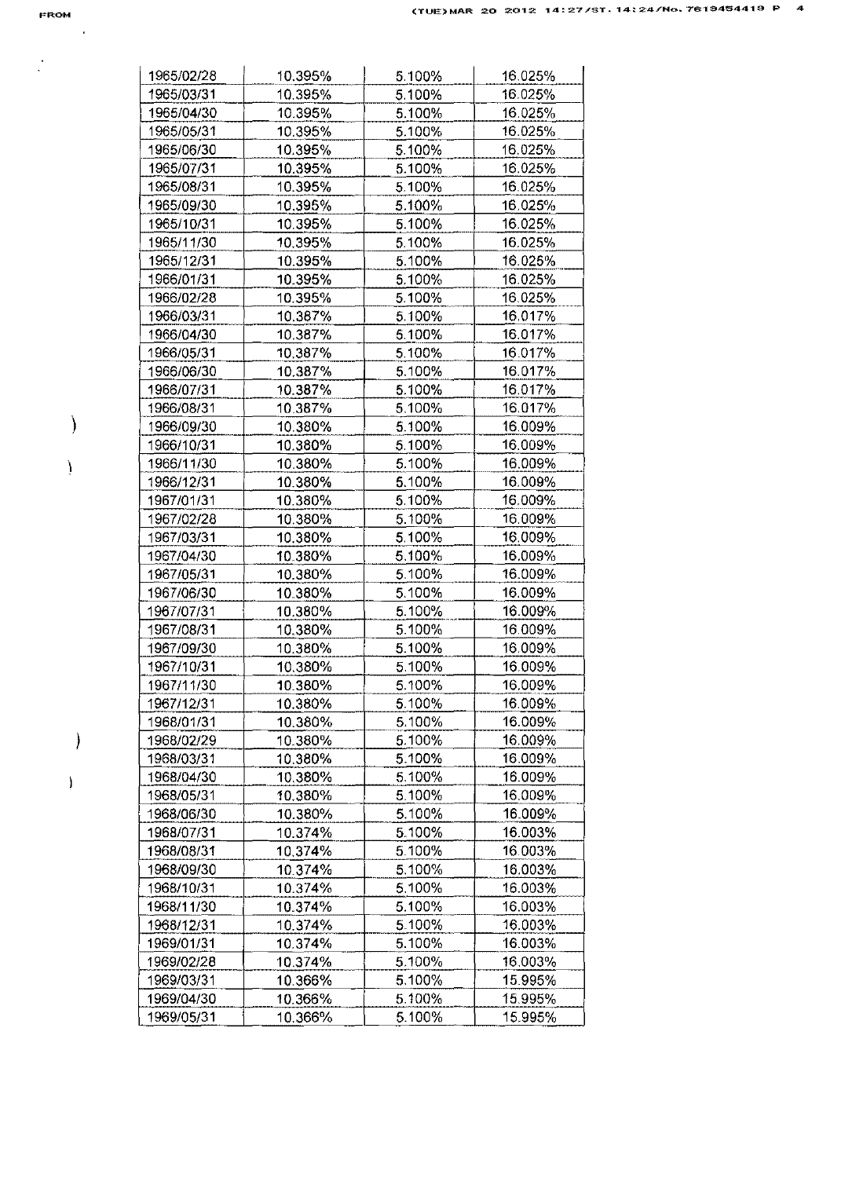| 1965/02/28 | 10.395% | 5.100% | 16.025% |
|---|---|---|---|
| 1965/03/31 | 10.395% | 5.100% | 16.025% |
| 1965/04/30 | 10.395% | 5.100% | 16.025% |
| 1965/05/31 | 10.395% | 5.100% | 16.025% |
| 1965/06/30 | 10.395% | 5.100% | 16.025% |
| 1965/07/31 | 10.395% | 5.100% | 16.025% |
| 1965/08/31 | 10.395% | 5.100% | 16.025% |
| 1965/09/30 | 10.395% | 5.100% | 16.025% |
| 1965/10/31 | 10.395% | 5.100% | 16.025% |
| 1965/11/30 | 10.395% | 5.100% | 16.025% |
| 1965/12/31 | 10.395% | 5.100% | 16.025% |
| 1966/01/31 | 10.395% | 5.100% | 16.025% |
| 1966/02/28 | 10.395% | 5.100% | 16.025% |
| 1966/03/31 | 10.387% | 5.100% | 16.017% |
| 1966/04/30 | 10.387% | 5.100% | 16.017% |
| 1966/05/31 | 10.387% | 5.100% | 16.017% |
| 1966/06/30 | 10.387% | 5.100% | 16.017% |
| 1966/07/31 | 10.387% | 5.100% | 16.017% |
| 1966/08/31 | 10.387% | 5.100% | 16.017% |
| 1966/09/30 | 10.380% | 5.100% | 16.009% |
| 1966/10/31 | 10.380% | 5.100% | 16.009% |
| 1966/11/30 | 10.380% | 5.100% | 16.009% |
| 1966/12/31 | 10.380% | 5.100% | 16.009% |
| 1967/01/31 | 10.380% | 5.100% | 16.009% |
| 1967/02/28 | 10.380% | 5.100% | 16.009% |
| 1967/03/31 | 10.380% | 5.100% | 16.009% |
| 1967/04/30 | 10.380% | 5.100% | 16.009% |
| 1967/05/31 | 10.380% | 5.100% | 16.009% |
| 1967/06/30 | 10.380% | 5.100% | 16.009% |
| 1967/07/31 | 10.380% | 5.100% | 16.009% |
| 1967/08/31 | 10.380% | 5.100% | 16.009% |
| 1967/09/30 | 10.380% | 5.100% | 16.009% |
| 1967/10/31 | 10.380% | 5.100% | 16.009% |
| 1967/11/30 | 10.380% | 5.100% | 16.009% |
| 1967/12/31 | 10.380% | 5.100% | 16.009% |
| 1968/01/31 | 10.380% | 5.100% | 16.009% |
| 1968/02/29 | 10.380% | 5.100% | 16.009% |
| 1968/03/31 | 10.380% | 5.100% | 16.009% |
| 1968/04/30 | 10.380% | 5.100% | 16.009% |
| 1968/05/31 | 10.380% | 5.100% | 16.009% |
| 1968/06/30 | 10.380% | 5.100% | 16.009% |
| 1968/07/31 | 10.374% | 5.100% | 16.003% |
| 1968/08/31 | 10.374% | 5.100% | 16.003% |
| 1968/09/30 | 10.374% | 5.100% | 16.003% |
| 1968/10/31 | 10.374% | 5.100% | 16.003% |
| 1968/11/30 | 10.374% | 5.100% | 16.003% |
| 1968/12/31 | 10.374% | 5.100% | 16.003% |
| 1969/01/31 | 10.374% | 5.100% | 16.003% |
| 1969/02/28 | 10.374% | 5.100% | 16.003% |
| 1969/03/31 | 10.366% | 5.100% | 15.995% |
| 1969/04/30 | 10.366% | 5.100% | 15.995% |
| 1969/05/31 | 10.366% | 5.100% | 15.995% |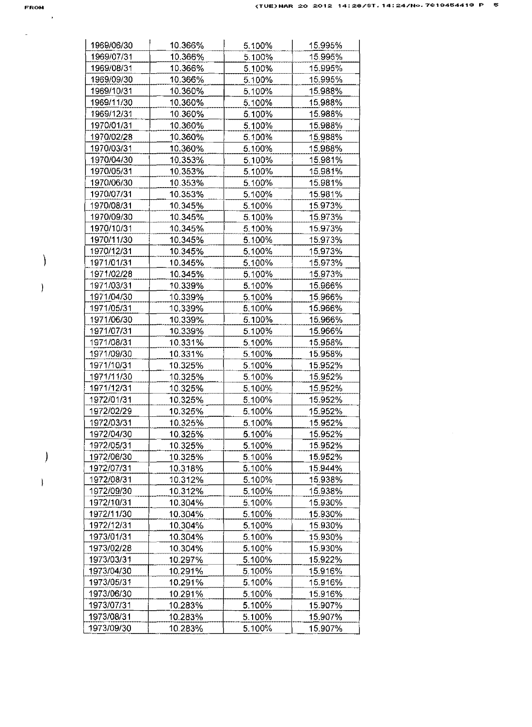| 1969/06/30 | 10.366% | 5.100% | 15.995% |
|---|---|---|---|
| 1969/07/31 | 10.366% | 5.100% | 15.995% |
| 1969/08/31 | 10.366% | 5.100% | 15.995% |
| 1969/09/30 | 10.366% | 5.100% | 15.995% |
| 1969/10/31 | 10.360% | 5.100% | 15.988% |
| 1969/11/30 | 10.360% | 5.100% | 15.988% |
| 1969/12/31 | 10.360% | 5.100% | 15.988% |
| 1970/01/31 | 10.360% | 5.100% | 15.988% |
| 1970/02/28 | 10.360% | 5.100% | 15.988% |
| 1970/03/31 | 10.360% | 5.100% | 15.988% |
| 1970/04/30 | 10.353% | 5.100% | 15.981% |
| 1970/05/31 | 10.353% | 5.100% | 15.981% |
| 1970/06/30 | 10.353% | 5.100% | 15.981% |
| 1970/07/31 | 10.353% | 5.100% | 15.981% |
| 1970/08/31 | 10.345% | 5.100% | 15.973% |
| 1970/09/30 | 10.345% | 5.100% | 15.973% |
| 1970/10/31 | 10.345% | 5.100% | 15.973% |
| 1970/11/30 | 10.345% | 5.100% | 15.973% |
| 1970/12/31 | 10.345% | 5.100% | 15.973% |
| 1971/01/31 | 10.345% | 5.100% | 15.973% |
| 1971/02/28 | 10.345% | 5.100% | 15.973% |
| 1971/03/31 | 10.339% | 5.100% | 15.966% |
| 1971/04/30 | 10.339% | 5.100% | 15.966% |
| 1971/05/31 | 10.339% | 5.100% | 15.966% |
| 1971/06/30 | 10.339% | 5.100% | 15.966% |
| 1971/07/31 | 10.339% | 5.100% | 15.966% |
| 1971/08/31 | 10.331% | 5.100% | 15.958% |
| 1971/09/30 | 10.331% | 5.100% | 15.958% |
| 1971/10/31 | 10.325% | 5.100% | 15.952% |
| 1971/11/30 | 10.325% | 5.100% | 15.952% |
| 1971/12/31 | 10.325% | 5.100% | 15.952% |
| 1972/01/31 | 10.325% | 5.100% | 15.952% |
| 1972/02/29 | 10.325% | 5.100% | 15.952% |
| 1972/03/31 | 10.325% | 5.100% | 15.952% |
| 1972/04/30 | 10.325% | 5.100% | 15.952% |
| 1972/05/31 | 10.325% | 5.100% | 15.952% |
| 1972/06/30 | 10.325% | 5.100% | 15.952% |
| 1972/07/31 | 10.318% | 5.100% | 15.944% |
| 1972/08/31 | 10.312% | 5.100% | 15.938% |
| 1972/09/30 | 10.312% | 5.100% | 15.938% |
| 1972/10/31 | 10.304% | 5.100% | 15.930% |
| 1972/11/30 | 10.304% | 5.100% | 15.930% |
| 1972/12/31 | 10.304% | 5.100% | 15.930% |
| 1973/01/31 | 10.304% | 5.100% | 15.930% |
| 1973/02/28 | 10.304% | 5.100% | 15.930% |
| 1973/03/31 | 10.297% | 5.100% | 15.922% |
| 1973/04/30 | 10.291% | 5.100% | 15.916% |
| 1973/05/31 | 10.291% | 5.100% | 15.916% |
| 1973/06/30 | 10.291% | 5.100% | 15.916% |
| 1973/07/31 | 10.283% | 5.100% | 15.907% |
| 1973/08/31 | 10.283% | 5.100% | 15.907% |
| 1973/09/30 | 10.283% | 5.100% | 15.907% |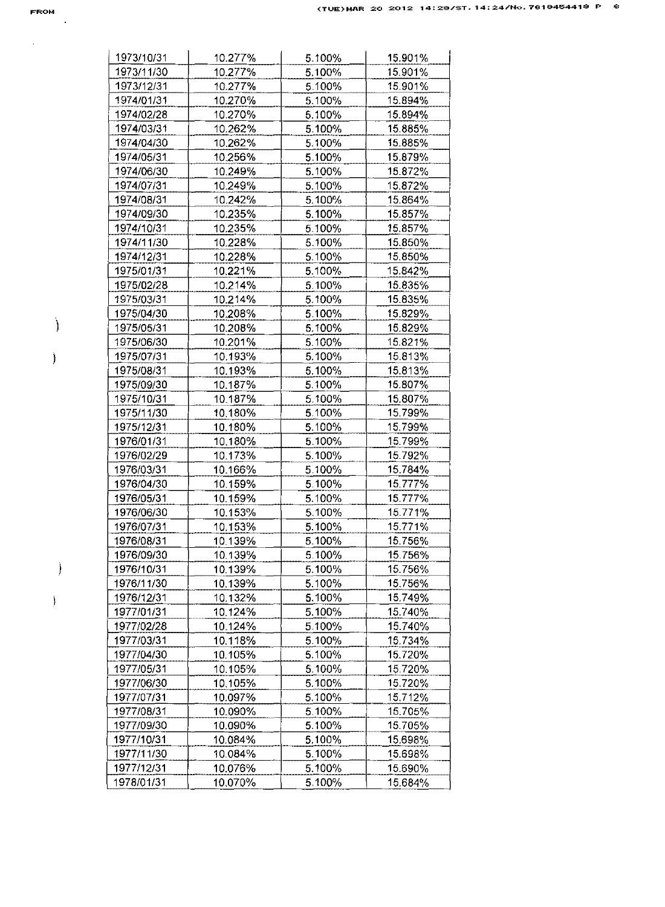| 1973/10/31 | 10.277% | 5.100% | 15.901% |
|---|---|---|---|
| 1973/11/30 | 10.277% | 5.100% | 15.901% |
| 1973/12/31 | 10.277% | 5.100% | 15.901% |
| 1974/01/31 | 10.270% | 5.100% | 15.894% |
| 1974/02/28 | 10.270% | 5.100% | 15.894% |
| 1974/03/31 | 10.262% | 5.100% | 15.885% |
| 1974/04/30 | 10.262% | 5.100% | 15.885% |
| 1974/05/31 | 10.256% | 5.100% | 15.879% |
| 1974/06/30 | 10.249% | 5.100% | 15.872% |
| 1974/07/31 | 10.249% | 5.100% | 15.872% |
| 1974/08/31 | 10.242% | 5.100% | 15.864% |
| 1974/09/30 | 10.235% | 5.100% | 15.857% |
| 1974/10/31 | 10.235% | 5.100% | 15.857% |
| 1974/11/30 | 10.228% | 5.100% | 15.850% |
| 1974/12/31 | 10.228% | 5.100% | 15.850% |
| 1975/01/31 | 10.221% | 5.100% | 15.842% |
| 1975/02/28 | 10.214% | 5.100% | 15.835% |
| 1975/03/31 | 10.214% | 5.100% | 15.835% |
| 1975/04/30 | 10.208% | 5.100% | 15.829% |
| 1975/05/31 | 10.208% | 5.100% | 15.829% |
| 1975/06/30 | 10.201% | 5.100% | 15.821% |
| 1975/07/31 | 10.193% | 5.100% | 15.813% |
| 1975/08/31 | 10.193% | 5.100% | 15.813% |
| 1975/09/30 | 10.187% | 5.100% | 15.807% |
| 1975/10/31 | 10.187% | 5.100% | 15.807% |
| 1975/11/30 | 10.180% | 5.100% | 15.799% |
| 1975/12/31 | 10.180% | 5.100% | 15.799% |
| 1976/01/31 | 10.180% | 5.100% | 15.799% |
| 1976/02/29 | 10.173% | 5.100% | 15.792% |
| 1976/03/31 | 10.166% | 5.100% | 15.784% |
| 1976/04/30 | 10.159% | 5.100% | 15.777% |
| 1976/05/31 | 10.159% | 5.100% | 15.777% |
| 1976/06/30 | 10.153% | 5.100% | 15.771% |
| 1976/07/31 | 10.153% | 5.100% | 15.771% |
| 1976/08/31 | 10.139% | 5.100% | 15.756% |
| 1976/09/30 | 10.139% | 5.100% | 15.756% |
| 1976/10/31 | 10.139% | 5.100% | 15.756% |
| 1976/11/30 | 10.139% | 5.100% | 15.756% |
| 1976/12/31 | 10.132% | 5.100% | 15.749% |
| 1977/01/31 | 10.124% | 5.100% | 15.740% |
| 1977/02/28 | 10.124% | 5.100% | 15.740% |
| 1977/03/31 | 10.118% | 5.100% | 15.734% |
| 1977/04/30 | 10.105% | 5.100% | 15.720% |
| 1977/05/31 | 10.105% | 5.100% | 15.720% |
| 1977/06/30 | 10.105% | 5.100% | 15.720% |
| 1977/07/31 | 10.097% | 5.100% | 15.712% |
| 1977/08/31 | 10.090% | 5.100% | 15.705% |
| 1977/09/30 | 10.090% | 5.100% | 15.705% |
| 1977/10/31 | 10.084% | 5.100% | 15.698% |
| 1977/11/30 | 10.084% | 5.100% | 15.698% |
| 1977/12/31 | 10.076% | 5.100% | 15.690% |
| 1978/01/31 | 10.070% | 5.100% | 15.684% |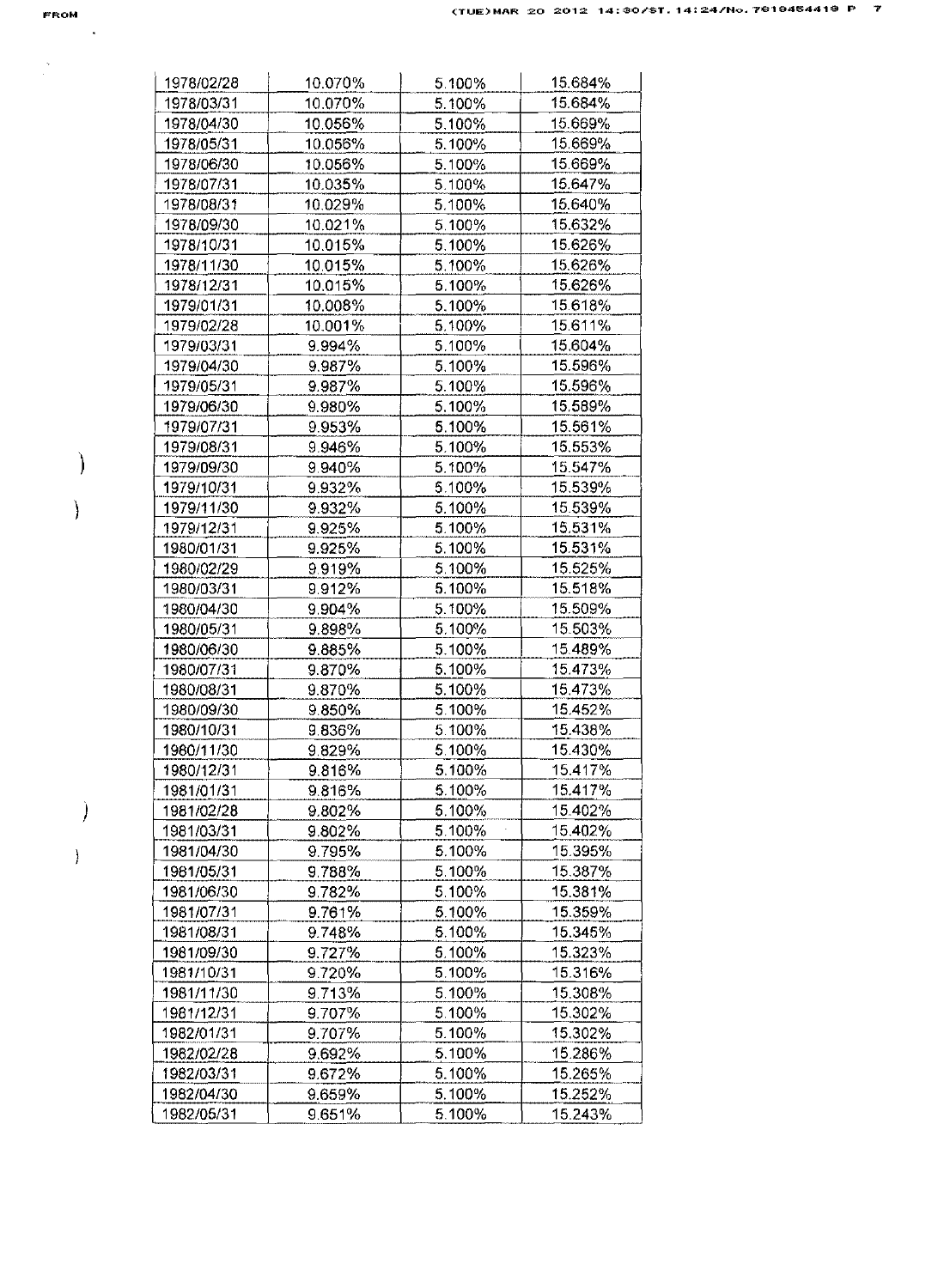| 1978/02/28 | 10.070% | 5.100% | 15.684% |
|---|---|---|---|
| 1978/03/31 | 10.070% | 5.100% | 15.684% |
| 1978/04/30 | 10.056% | 5.100% | 15.669% |
| 1978/05/31 | 10.056% | 5.100% | 15.669% |
| 1978/06/30 | 10.056% | 5.100% | 15.669% |
| 1978/07/31 | 10.035% | 5.100% | 15.647% |
| 1978/08/31 | 10.029% | 5.100% | 15.640% |
| 1978/09/30 | 10.021% | 5.100% | 15.632% |
| 1978/10/31 | 10.015% | 5.100% | 15.626% |
| 1978/11/30 | 10.015% | 5.100% | 15.626% |
| 1978/12/31 | 10.015% | 5.100% | 15.626% |
| 1979/01/31 | 10.008% | 5.100% | 15.618% |
| 1979/02/28 | 10.001% | 5.100% | 15.611% |
| 1979/03/31 | 9.994% | 5.100% | 15.604% |
| 1979/04/30 | 9.987% | 5.100% | 15.596% |
| 1979/05/31 | 9.987% | 5.100% | 15.596% |
| 1979/06/30 | 9.980% | 5.100% | 15.589% |
| 1979/07/31 | 9.953% | 5.100% | 15.561% |
| 1979/08/31 | 9.946% | 5.100% | 15.553% |
| 1979/09/30 | 9.940% | 5.100% | 15.547% |
| 1979/10/31 | 9.932% | 5.100% | 15.539% |
| 1979/11/30 | 9.932% | 5.100% | 15.539% |
| 1979/12/31 | 9.925% | 5.100% | 15.531% |
| 1980/01/31 | 9.925% | 5.100% | 15.531% |
| 1980/02/29 | 9.919% | 5.100% | 15.525% |
| 1980/03/31 | 9.912% | 5.100% | 15.518% |
| 1980/04/30 | 9.904% | 5.100% | 15.509% |
| 1980/05/31 | 9.898% | 5.100% | 15.503% |
| 1980/06/30 | 9.885% | 5.100% | 15.489% |
| 1980/07/31 | 9.870% | 5.100% | 15.473% |
| 1980/08/31 | 9.870% | 5.100% | 15.473% |
| 1980/09/30 | 9.850% | 5.100% | 15.452% |
| 1980/10/31 | 9.836% | 5.100% | 15.438% |
| 1980/11/30 | 9.829% | 5.100% | 15.430% |
| 1980/12/31 | 9.816% | 5.100% | 15.417% |
| 1981/01/31 | 9.816% | 5.100% | 15.417% |
| 1981/02/28 | 9.802% | 5.100% | 15.402% |
| 1981/03/31 | 9.802% | 5.100% | 15.402% |
| 1981/04/30 | 9.795% | 5.100% | 15.395% |
| 1981/05/31 | 9.788% | 5.100% | 15.387% |
| 1981/06/30 | 9.782% | 5.100% | 15.381% |
| 1981/07/31 | 9.761% | 5.100% | 15.359% |
| 1981/08/31 | 9.748% | 5.100% | 15.345% |
| 1981/09/30 | 9.727% | 5.100% | 15.323% |
| 1981/10/31 | 9.720% | 5.100% | 15.316% |
| 1981/11/30 | 9.713% | 5.100% | 15.308% |
| 1981/12/31 | 9.707% | 5.100% | 15.302% |
| 1982/01/31 | 9.707% | 5.100% | 15.302% |
| 1982/02/28 | 9.692% | 5.100% | 15.286% |
| 1982/03/31 | 9.672% | 5.100% | 15.265% |
| 1982/04/30 | 9.659% | 5.100% | 15.252% |
| 1982/05/31 | 9.651% | 5.100% | 15.243% |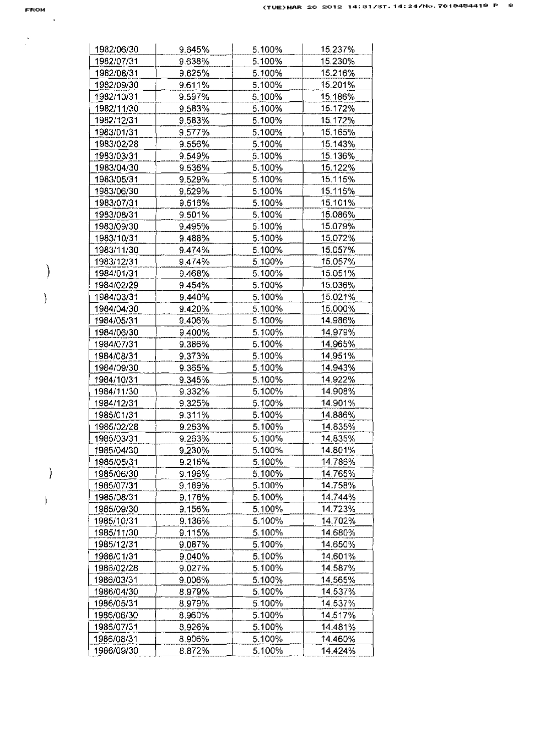| 1982/06/30 | 9.645% | 5.100% | 15.237% |
|---|---|---|---|
| 1982/07/31 | 9.638% | 5.100% | 15.230% |
| 1982/08/31 | 9.625% | 5.100% | 15.216% |
| 1982/09/30 | 9.611% | 5.100% | 15.201% |
| 1982/10/31 | 9.597% | 5.100% | 15.186% |
| 1982/11/30 | 9.583% | 5.100% | 15.172% |
| 1982/12/31 | 9.583% | 5.100% | 15.172% |
| 1983/01/31 | 9.577% | 5.100% | 15.165% |
| 1983/02/28 | 9.556% | 5.100% | 15.143% |
| 1983/03/31 | 9.549% | 5.100% | 15.136% |
| 1983/04/30 | 9.536% | 5.100% | 15.122% |
| 1983/05/31 | 9.529% | 5.100% | 15.115% |
| 1983/06/30 | 9.529% | 5.100% | 15.115% |
| 1983/07/31 | 9.516% | 5.100% | 15.101% |
| 1983/08/31 | 9.501% | 5.100% | 15.086% |
| 1983/09/30 | 9.495% | 5.100% | 15.079% |
| 1983/10/31 | 9.488% | 5.100% | 15.072% |
| 1983/11/30 | 9.474% | 5.100% | 15.057% |
| 1983/12/31 | 9.474% | 5.100% | 15.057% |
| 1984/01/31 | 9.468% | 5.100% | 15.051% |
| 1984/02/29 | 9.454% | 5.100% | 15.036% |
| 1984/03/31 | 9.440% | 5.100% | 15.021% |
| 1984/04/30 | 9.420% | 5.100% | 15.000% |
| 1984/05/31 | 9.406% | 5.100% | 14.986% |
| 1984/06/30 | 9.400% | 5.100% | 14.979% |
| 1984/07/31 | 9.386% | 5.100% | 14.965% |
| 1984/08/31 | 9.373% | 5.100% | 14.951% |
| 1984/09/30 | 9.365% | 5.100% | 14.943% |
| 1984/10/31 | 9.345% | 5.100% | 14.922% |
| 1984/11/30 | 9.332% | 5.100% | 14.908% |
| 1984/12/31 | 9.325% | 5.100% | 14.901% |
| 1985/01/31 | 9.311% | 5.100% | 14.886% |
| 1985/02/28 | 9.263% | 5.100% | 14.835% |
| 1985/03/31 | 9.263% | 5.100% | 14.835% |
| 1985/04/30 | 9.230% | 5.100% | 14.801% |
| 1985/05/31 | 9.216% | 5.100% | 14.786% |
| 1985/06/30 | 9.196% | 5.100% | 14.765% |
| 1985/07/31 | 9.189% | 5.100% | 14.758% |
| 1985/08/31 | 9.176% | 5.100% | 14.744% |
| 1985/09/30 | 9.156% | 5.100% | 14.723% |
| 1985/10/31 | 9.136% | 5.100% | 14.702% |
| 1985/11/30 | 9.115% | 5.100% | 14.680% |
| 1985/12/31 | 9.087% | 5.100% | 14.650% |
| 1986/01/31 | 9.040% | 5.100% | 14.601% |
| 1986/02/28 | 9.027% | 5.100% | 14.587% |
| 1986/03/31 | 9.006% | 5.100% | 14.565% |
| 1986/04/30 | 8.979% | 5.100% | 14.537% |
| 1986/05/31 | 8.979% | 5.100% | 14.537% |
| 1986/06/30 | 8.960% | 5.100% | 14.517% |
| 1986/07/31 | 8.926% | 5.100% | 14.481% |
| 1986/08/31 | 8.906% | 5.100% | 14.460% |
| 1986/09/30 | 8.872% | 5.100% | 14.424% |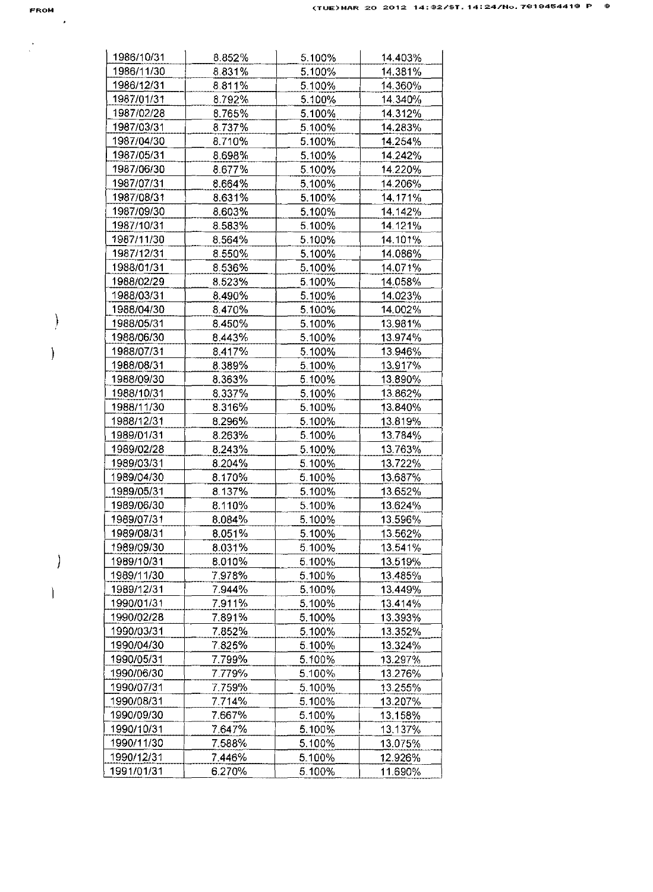| 1986/10/31 | 8.852% | 5.100% | 14.403% |
|---|---|---|---|
| 1986/11/30 | 8.831% | 5.100% | 14.381% |
| 1986/12/31 | 8.811% | 5.100% | 14.360% |
| 1987/01/31 | 8.792% | 5.100% | 14.340% |
| 1987/02/28 | 8.765% | 5.100% | 14.312% |
| 1987/03/31 | 8.737% | 5.100% | 14.283% |
| 1987/04/30 | 8.710% | 5.100% | 14.254% |
| 1987/05/31 | 8.698% | 5.100% | 14.242% |
| 1987/06/30 | 8.677% | 5.100% | 14.220% |
| 1987/07/31 | 8.664% | 5.100% | 14.206% |
| 1987/08/31 | 8.631% | 5.100% | 14.171% |
| 1987/09/30 | 8.603% | 5.100% | 14.142% |
| 1987/10/31 | 8.583% | 5.100% | 14.121% |
| 1987/11/30 | 8.564% | 5.100% | 14.101% |
| 1987/12/31 | 8.550% | 5.100% | 14.086% |
| 1988/01/31 | 8.536% | 5.100% | 14.071% |
| 1988/02/29 | 8.523% | 5.100% | 14.058% |
| 1988/03/31 | 8.490% | 5.100% | 14.023% |
| 1988/04/30 | 8.470% | 5.100% | 14.002% |
| 1988/05/31 | 8.450% | 5.100% | 13.981% |
| 1988/06/30 | 8.443% | 5.100% | 13.974% |
| 1988/07/31 | 8.417% | 5.100% | 13.946% |
| 1988/08/31 | 8.389% | 5.100% | 13.917% |
| 1988/09/30 | 8.363% | 5.100% | 13.890% |
| 1988/10/31 | 8.337% | 5.100% | 13.862% |
| 1988/11/30 | 8.316% | 5.100% | 13.840% |
| 1988/12/31 | 8.296% | 5.100% | 13.819% |
| 1989/01/31 | 8.263% | 5.100% | 13.784% |
| 1989/02/28 | 8.243% | 5.100% | 13.763% |
| 1989/03/31 | 8.204% | 5.100% | 13.722% |
| 1989/04/30 | 8.170% | 5.100% | 13.687% |
| 1989/05/31 | 8.137% | 5.100% | 13.652% |
| 1989/06/30 | 8.110% | 5.100% | 13.624% |
| 1989/07/31 | 8.084% | 5.100% | 13.596% |
| 1989/08/31 | 8.051% | 5.100% | 13.562% |
| 1989/09/30 | 8.031% | 5.100% | 13.541% |
| 1989/10/31 | 8.010% | 5.100% | 13.519% |
| 1989/11/30 | 7.978% | 5.100% | 13.485% |
| 1989/12/31 | 7.944% | 5.100% | 13.449% |
| 1990/01/31 | 7.911% | 5.100% | 13.414% |
| 1990/02/28 | 7.891% | 5.100% | 13.393% |
| 1990/03/31 | 7.852% | 5.100% | 13.352% |
| 1990/04/30 | 7.825% | 5.100% | 13.324% |
| 1990/05/31 | 7.799% | 5.100% | 13.297% |
| 1990/06/30 | 7.779% | 5.100% | 13.276% |
| 1990/07/31 | 7.759% | 5.100% | 13.255% |
| 1990/08/31 | 7.714% | 5.100% | 13.207% |
| 1990/09/30 | 7.667% | 5.100% | 13.158% |
| 1990/10/31 | 7.647% | 5.100% | 13.137% |
| 1990/11/30 | 7.588% | 5.100% | 13.075% |
| 1990/12/31 | 7.446% | 5.100% | 12.926% |
| 1991/01/31 | 6.270% | 5.100% | 11.690% |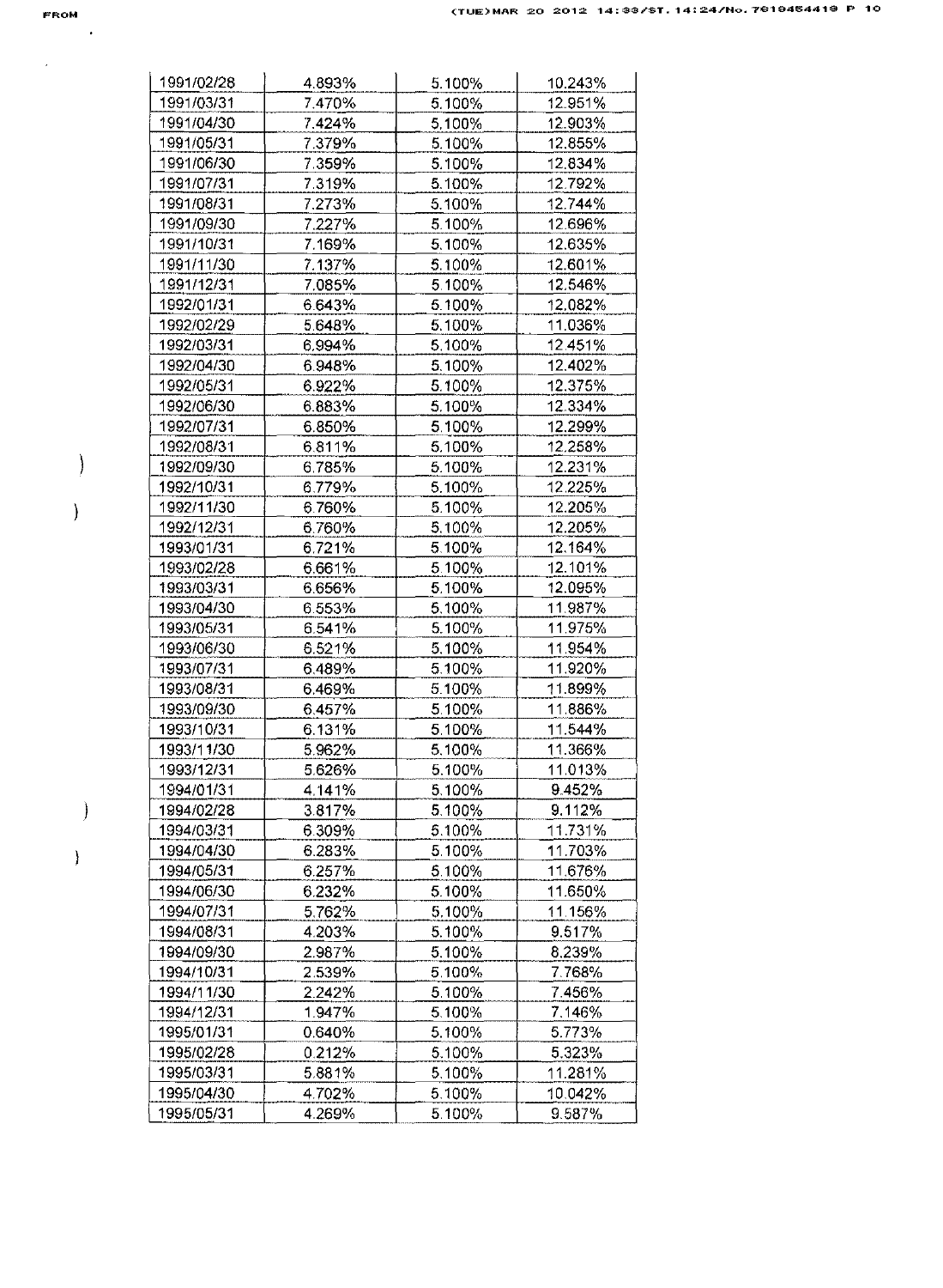| 1991/02/28 | 4.893% | 5.100% | 10.243% |
|---|---|---|---|
| 1991/03/31 | 7.470% | 5.100% | 12.951% |
| 1991/04/30 | 7.424% | 5.100% | 12.903% |
| 1991/05/31 | 7.379% | 5.100% | 12.855% |
| 1991/06/30 | 7.359% | 5.100% | 12.834% |
| 1991/07/31 | 7.319% | 5.100% | 12.792% |
| 1991/08/31 | 7.273% | 5.100% | 12.744% |
| 1991/09/30 | 7.227% | 5.100% | 12.696% |
| 1991/10/31 | 7.169% | 5.100% | 12.635% |
| 1991/11/30 | 7.137% | 5.100% | 12.601% |
| 1991/12/31 | 7.085% | 5.100% | 12.546% |
| 1992/01/31 | 6.643% | 5.100% | 12.082% |
| 1992/02/29 | 5.648% | 5.100% | 11.036% |
| 1992/03/31 | 6.994% | 5.100% | 12.451% |
| 1992/04/30 | 6.948% | 5.100% | 12.402% |
| 1992/05/31 | 6.922% | 5.100% | 12.375% |
| 1992/06/30 | 6.883% | 5.100% | 12.334% |
| 1992/07/31 | 6.850% | 5.100% | 12.299% |
| 1992/08/31 | 6.811% | 5.100% | 12.258% |
| 1992/09/30 | 6.785% | 5.100% | 12.231% |
| 1992/10/31 | 6.779% | 5.100% | 12.225% |
| 1992/11/30 | 6.760% | 5.100% | 12.205% |
| 1992/12/31 | 6.760% | 5.100% | 12.205% |
| 1993/01/31 | 6.721% | 5.100% | 12.164% |
| 1993/02/28 | 6.661% | 5.100% | 12.101% |
| 1993/03/31 | 6.656% | 5.100% | 12.095% |
| 1993/04/30 | 6.553% | 5.100% | 11.987% |
| 1993/05/31 | 6.541% | 5.100% | 11.975% |
| 1993/06/30 | 6.521% | 5.100% | 11.954% |
| 1993/07/31 | 6.489% | 5.100% | 11.920% |
| 1993/08/31 | 6.469% | 5.100% | 11.899% |
| 1993/09/30 | 6.457% | 5.100% | 11.886% |
| 1993/10/31 | 6.131% | 5.100% | 11.544% |
| 1993/11/30 | 5.962% | 5.100% | 11.366% |
| 1993/12/31 | 5.626% | 5.100% | 11.013% |
| 1994/01/31 | 4.141% | 5.100% | 9.452% |
| 1994/02/28 | 3.817% | 5.100% | 9.112% |
| 1994/03/31 | 6.309% | 5.100% | 11.731% |
| 1994/04/30 | 6.283% | 5.100% | 11.703% |
| 1994/05/31 | 6.257% | 5.100% | 11.676% |
| 1994/06/30 | 6.232% | 5.100% | 11.650% |
| 1994/07/31 | 5.762% | 5.100% | 11.156% |
| 1994/08/31 | 4.203% | 5.100% | 9.517% |
| 1994/09/30 | 2.987% | 5.100% | 8.239% |
| 1994/10/31 | 2.539% | 5.100% | 7.768% |
| 1994/11/30 | 2.242% | 5.100% | 7.456% |
| 1994/12/31 | 1.947% | 5.100% | 7.146% |
| 1995/01/31 | 0.640% | 5.100% | 5.773% |
| 1995/02/28 | 0.212% | 5.100% | 5.323% |
| 1995/03/31 | 5.881% | 5.100% | 11.281% |
| 1995/04/30 | 4.702% | 5.100% | 10.042% |
| 1995/05/31 | 4.269% | 5.100% | 9.587% |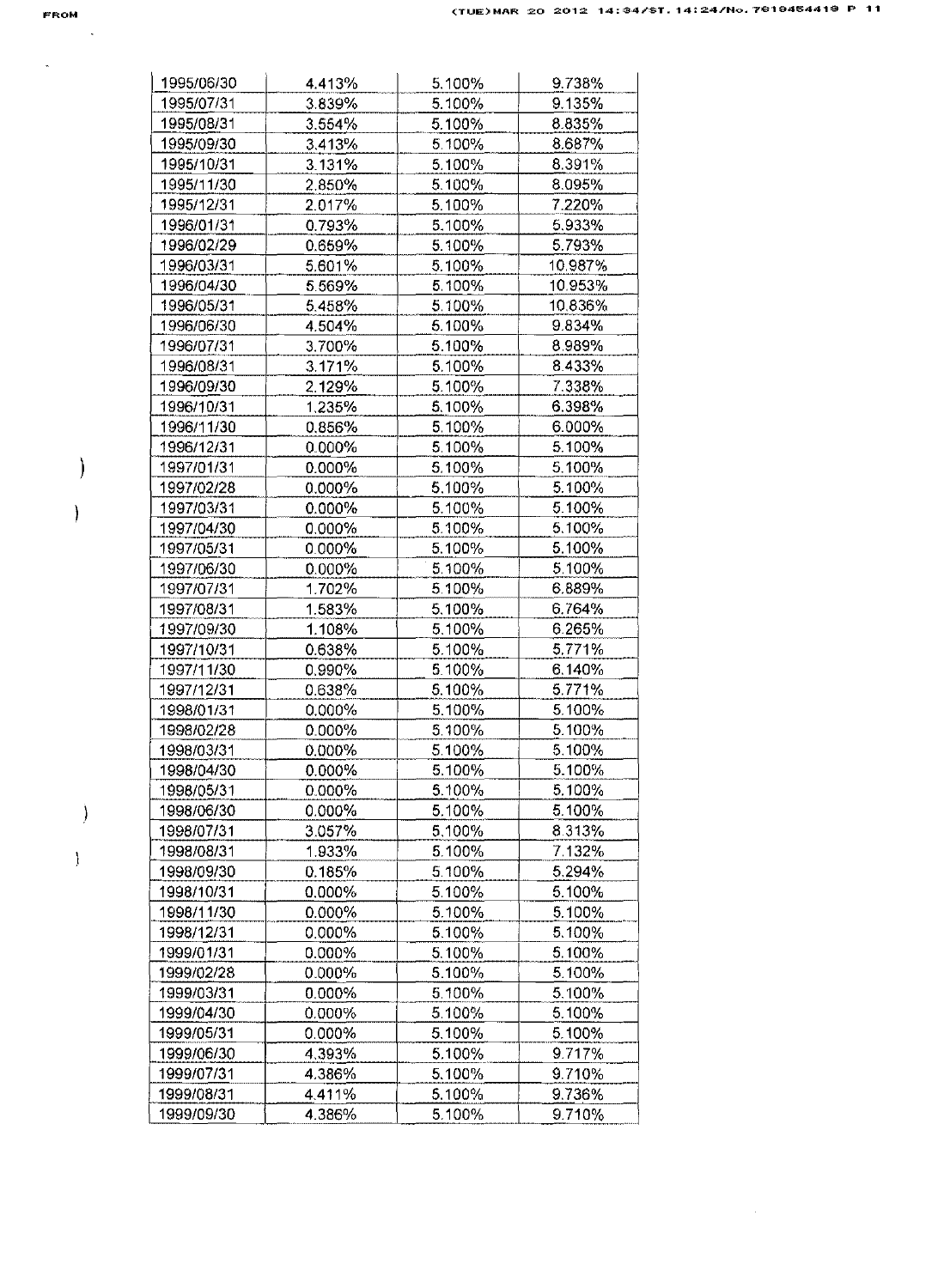| | | | |
|---|---|---|---|
| 1995/06/30 | 4.413% | 5.100% | 9.738% |
| 1995/07/31 | 3.839% | 5.100% | 9.135% |
| 1995/08/31 | 3.554% | 5.100% | 8.835% |
| 1995/09/30 | 3.413% | 5.100% | 8.687% |
| 1995/10/31 | 3.131% | 5.100% | 8.391% |
| 1995/11/30 | 2.850% | 5.100% | 8.095% |
| 1995/12/31 | 2.017% | 5.100% | 7.220% |
| 1996/01/31 | 0.793% | 5.100% | 5.933% |
| 1996/02/29 | 0.659% | 5.100% | 5.793% |
| 1996/03/31 | 5.601% | 5.100% | 10.987% |
| 1996/04/30 | 5.569% | 5.100% | 10.953% |
| 1996/05/31 | 5.458% | 5.100% | 10.836% |
| 1996/06/30 | 4.504% | 5.100% | 9.834% |
| 1996/07/31 | 3.700% | 5.100% | 8.989% |
| 1996/08/31 | 3.171% | 5.100% | 8.433% |
| 1996/09/30 | 2.129% | 5.100% | 7.338% |
| 1996/10/31 | 1.235% | 5.100% | 6.398% |
| 1996/11/30 | 0.856% | 5.100% | 6.000% |
| 1996/12/31 | 0.000% | 5.100% | 5.100% |
| 1997/01/31 | 0.000% | 5.100% | 5.100% |
| 1997/02/28 | 0.000% | 5.100% | 5.100% |
| 1997/03/31 | 0.000% | 5.100% | 5.100% |
| 1997/04/30 | 0.000% | 5.100% | 5.100% |
| 1997/05/31 | 0.000% | 5.100% | 5.100% |
| 1997/06/30 | 0.000% | 5.100% | 5.100% |
| 1997/07/31 | 1.702% | 5.100% | 6.889% |
| 1997/08/31 | 1.583% | 5.100% | 6.764% |
| 1997/09/30 | 1.108% | 5.100% | 6.265% |
| 1997/10/31 | 0.638% | 5.100% | 5.771% |
| 1997/11/30 | 0.990% | 5.100% | 6.140% |
| 1997/12/31 | 0.638% | 5.100% | 5.771% |
| 1998/01/31 | 0.000% | 5.100% | 5.100% |
| 1998/02/28 | 0.000% | 5.100% | 5.100% |
| 1998/03/31 | 0.000% | 5.100% | 5.100% |
| 1998/04/30 | 0.000% | 5.100% | 5.100% |
| 1998/05/31 | 0.000% | 5.100% | 5.100% |
| 1998/06/30 | 0.000% | 5.100% | 5.100% |
| 1998/07/31 | 3.057% | 5.100% | 8.313% |
| 1998/08/31 | 1.933% | 5.100% | 7.132% |
| 1998/09/30 | 0.185% | 5.100% | 5.294% |
| 1998/10/31 | 0.000% | 5.100% | 5.100% |
| 1998/11/30 | 0.000% | 5.100% | 5.100% |
| 1998/12/31 | 0.000% | 5.100% | 5.100% |
| 1999/01/31 | 0.000% | 5.100% | 5.100% |
| 1999/02/28 | 0.000% | 5.100% | 5.100% |
| 1999/03/31 | 0.000% | 5.100% | 5.100% |
| 1999/04/30 | 0.000% | 5.100% | 5.100% |
| 1999/05/31 | 0.000% | 5.100% | 5.100% |
| 1999/06/30 | 4.393% | 5.100% | 9.717% |
| 1999/07/31 | 4.386% | 5.100% | 9.710% |
| 1999/08/31 | 4.411% | 5.100% | 9.736% |
| 1999/09/30 | 4.386% | 5.100% | 9.710% |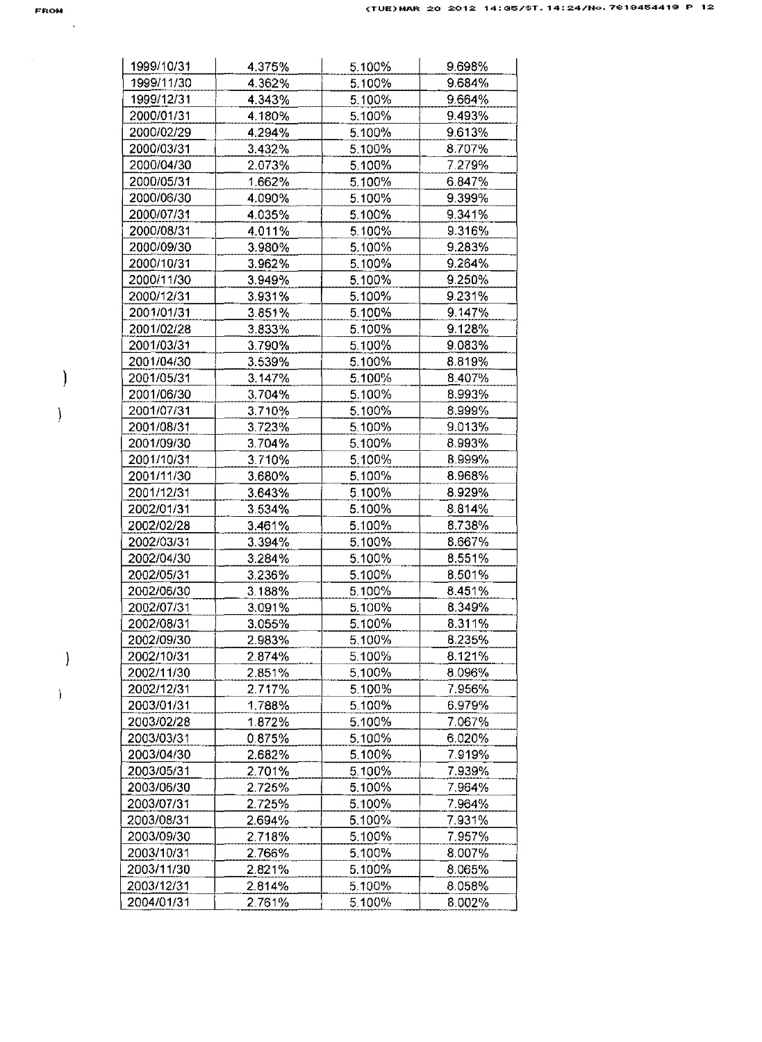| | | | |
|---|---|---|---|
| 1999/10/31 | 4.375% | 5.100% | 9.698% |
| 1999/11/30 | 4.362% | 5.100% | 9.684% |
| 1999/12/31 | 4.343% | 5.100% | 9.664% |
| 2000/01/31 | 4.180% | 5.100% | 9.493% |
| 2000/02/29 | 4.294% | 5.100% | 9.613% |
| 2000/03/31 | 3.432% | 5.100% | 8.707% |
| 2000/04/30 | 2.073% | 5.100% | 7.279% |
| 2000/05/31 | 1.662% | 5.100% | 6.847% |
| 2000/06/30 | 4.090% | 5.100% | 9.399% |
| 2000/07/31 | 4.035% | 5.100% | 9.341% |
| 2000/08/31 | 4.011% | 5.100% | 9.316% |
| 2000/09/30 | 3.980% | 5.100% | 9.283% |
| 2000/10/31 | 3.962% | 5.100% | 9.264% |
| 2000/11/30 | 3.949% | 5.100% | 9.250% |
| 2000/12/31 | 3.931% | 5.100% | 9.231% |
| 2001/01/31 | 3.851% | 5.100% | 9.147% |
| 2001/02/28 | 3.833% | 5.100% | 9.128% |
| 2001/03/31 | 3.790% | 5.100% | 9.083% |
| 2001/04/30 | 3.539% | 5.100% | 8.819% |
| 2001/05/31 | 3.147% | 5.100% | 8.407% |
| 2001/06/30 | 3.704% | 5.100% | 8.993% |
| 2001/07/31 | 3.710% | 5.100% | 8.999% |
| 2001/08/31 | 3.723% | 5.100% | 9.013% |
| 2001/09/30 | 3.704% | 5.100% | 8.993% |
| 2001/10/31 | 3.710% | 5.100% | 8.999% |
| 2001/11/30 | 3.680% | 5.100% | 8.968% |
| 2001/12/31 | 3.643% | 5.100% | 8.929% |
| 2002/01/31 | 3.534% | 5.100% | 8.814% |
| 2002/02/28 | 3.461% | 5.100% | 8.738% |
| 2002/03/31 | 3.394% | 5.100% | 8.667% |
| 2002/04/30 | 3.284% | 5.100% | 8.551% |
| 2002/05/31 | 3.236% | 5.100% | 8.501% |
| 2002/06/30 | 3.188% | 5.100% | 8.451% |
| 2002/07/31 | 3.091% | 5.100% | 8.349% |
| 2002/08/31 | 3.055% | 5.100% | 8.311% |
| 2002/09/30 | 2.983% | 5.100% | 8.235% |
| 2002/10/31 | 2.874% | 5.100% | 8.121% |
| 2002/11/30 | 2.851% | 5.100% | 8.096% |
| 2002/12/31 | 2.717% | 5.100% | 7.956% |
| 2003/01/31 | 1.788% | 5.100% | 6.979% |
| 2003/02/28 | 1.872% | 5.100% | 7.067% |
| 2003/03/31 | 0.875% | 5.100% | 6.020% |
| 2003/04/30 | 2.682% | 5.100% | 7.919% |
| 2003/05/31 | 2.701% | 5.100% | 7.939% |
| 2003/06/30 | 2.725% | 5.100% | 7.964% |
| 2003/07/31 | 2.725% | 5.100% | 7.964% |
| 2003/08/31 | 2.694% | 5.100% | 7.931% |
| 2003/09/30 | 2.718% | 5.100% | 7.957% |
| 2003/10/31 | 2.766% | 5.100% | 8.007% |
| 2003/11/30 | 2.821% | 5.100% | 8.065% |
| 2003/12/31 | 2.814% | 5.100% | 8.058% |
| 2004/01/31 | 2.761% | 5.100% | 8.002% |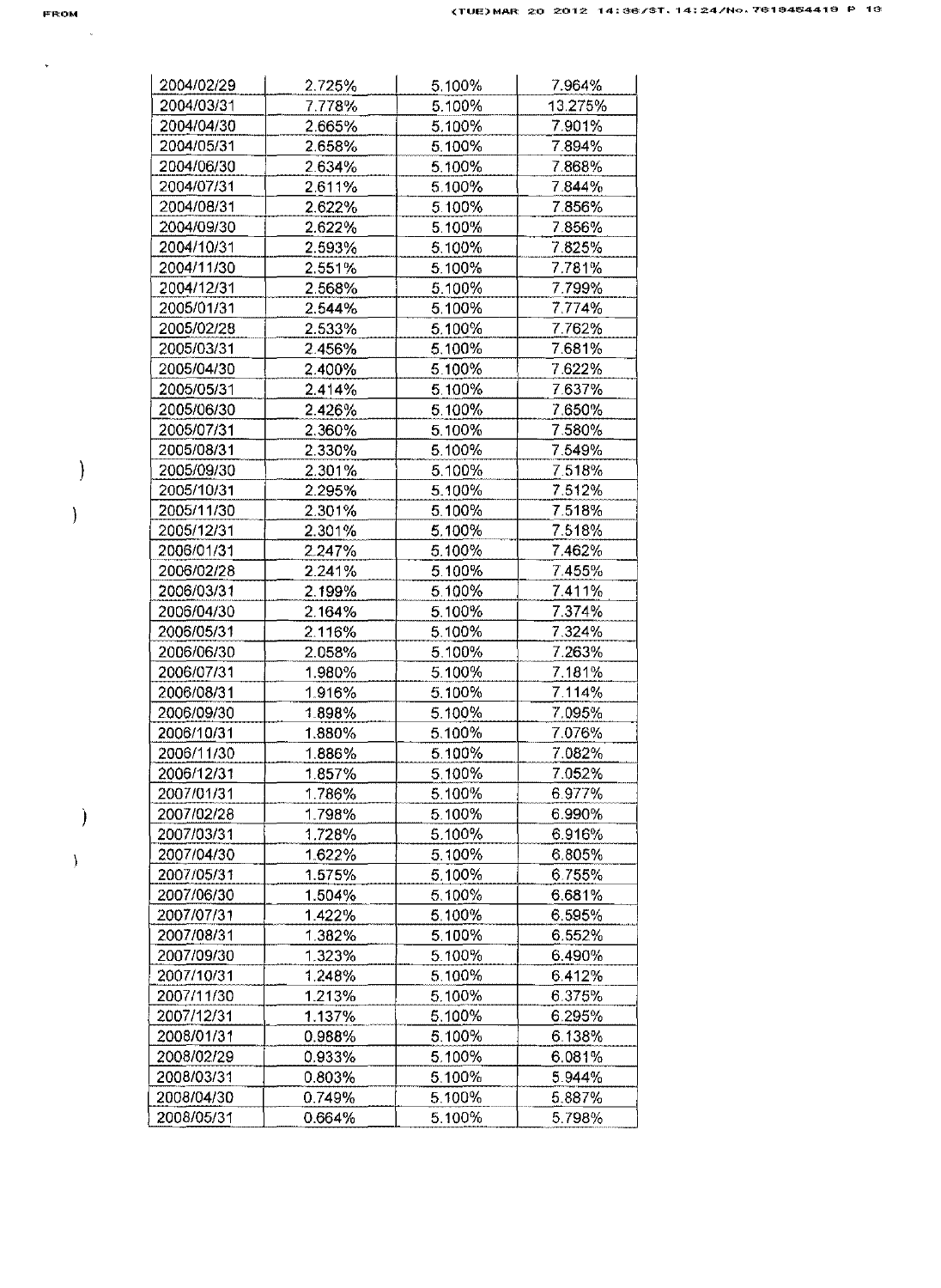| 2004/02/29 | 2.725% | 5.100% | 7.964% |
|---|---|---|---|
| 2004/03/31 | 7.778% | 5.100% | 13.275% |
| 2004/04/30 | 2.665% | 5.100% | 7.901% |
| 2004/05/31 | 2.658% | 5.100% | 7.894% |
| 2004/06/30 | 2.634% | 5.100% | 7.868% |
| 2004/07/31 | 2.611% | 5.100% | 7.844% |
| 2004/08/31 | 2.622% | 5.100% | 7.856% |
| 2004/09/30 | 2.622% | 5.100% | 7.856% |
| 2004/10/31 | 2.593% | 5.100% | 7.825% |
| 2004/11/30 | 2.551% | 5.100% | 7.781% |
| 2004/12/31 | 2.568% | 5.100% | 7.799% |
| 2005/01/31 | 2.544% | 5.100% | 7.774% |
| 2005/02/28 | 2.533% | 5.100% | 7.762% |
| 2005/03/31 | 2.456% | 5.100% | 7.681% |
| 2005/04/30 | 2.400% | 5.100% | 7.622% |
| 2005/05/31 | 2.414% | 5.100% | 7.637% |
| 2005/06/30 | 2.426% | 5.100% | 7.650% |
| 2005/07/31 | 2.360% | 5.100% | 7.580% |
| 2005/08/31 | 2.330% | 5.100% | 7.549% |
| 2005/09/30 | 2.301% | 5.100% | 7.518% |
| 2005/10/31 | 2.295% | 5.100% | 7.512% |
| 2005/11/30 | 2.301% | 5.100% | 7.518% |
| 2005/12/31 | 2.301% | 5.100% | 7.518% |
| 2006/01/31 | 2.247% | 5.100% | 7.462% |
| 2006/02/28 | 2.241% | 5.100% | 7.455% |
| 2006/03/31 | 2.199% | 5.100% | 7.411% |
| 2006/04/30 | 2.164% | 5.100% | 7.374% |
| 2006/05/31 | 2.116% | 5.100% | 7.324% |
| 2006/06/30 | 2.058% | 5.100% | 7.263% |
| 2006/07/31 | 1.980% | 5.100% | 7.181% |
| 2006/08/31 | 1.916% | 5.100% | 7.114% |
| 2006/09/30 | 1.898% | 5.100% | 7.095% |
| 2006/10/31 | 1.880% | 5.100% | 7.076% |
| 2006/11/30 | 1.886% | 5.100% | 7.082% |
| 2006/12/31 | 1.857% | 5.100% | 7.052% |
| 2007/01/31 | 1.786% | 5.100% | 6.977% |
| 2007/02/28 | 1.798% | 5.100% | 6.990% |
| 2007/03/31 | 1.728% | 5.100% | 6.916% |
| 2007/04/30 | 1.622% | 5.100% | 6.805% |
| 2007/05/31 | 1.575% | 5.100% | 6.755% |
| 2007/06/30 | 1.504% | 5.100% | 6.681% |
| 2007/07/31 | 1.422% | 5.100% | 6.595% |
| 2007/08/31 | 1.382% | 5.100% | 6.552% |
| 2007/09/30 | 1.323% | 5.100% | 6.490% |
| 2007/10/31 | 1.248% | 5.100% | 6.412% |
| 2007/11/30 | 1.213% | 5.100% | 6.375% |
| 2007/12/31 | 1.137% | 5.100% | 6.295% |
| 2008/01/31 | 0.988% | 5.100% | 6.138% |
| 2008/02/29 | 0.933% | 5.100% | 6.081% |
| 2008/03/31 | 0.803% | 5.100% | 5.944% |
| 2008/04/30 | 0.749% | 5.100% | 5.887% |
| 2008/05/31 | 0.664% | 5.100% | 5.798% |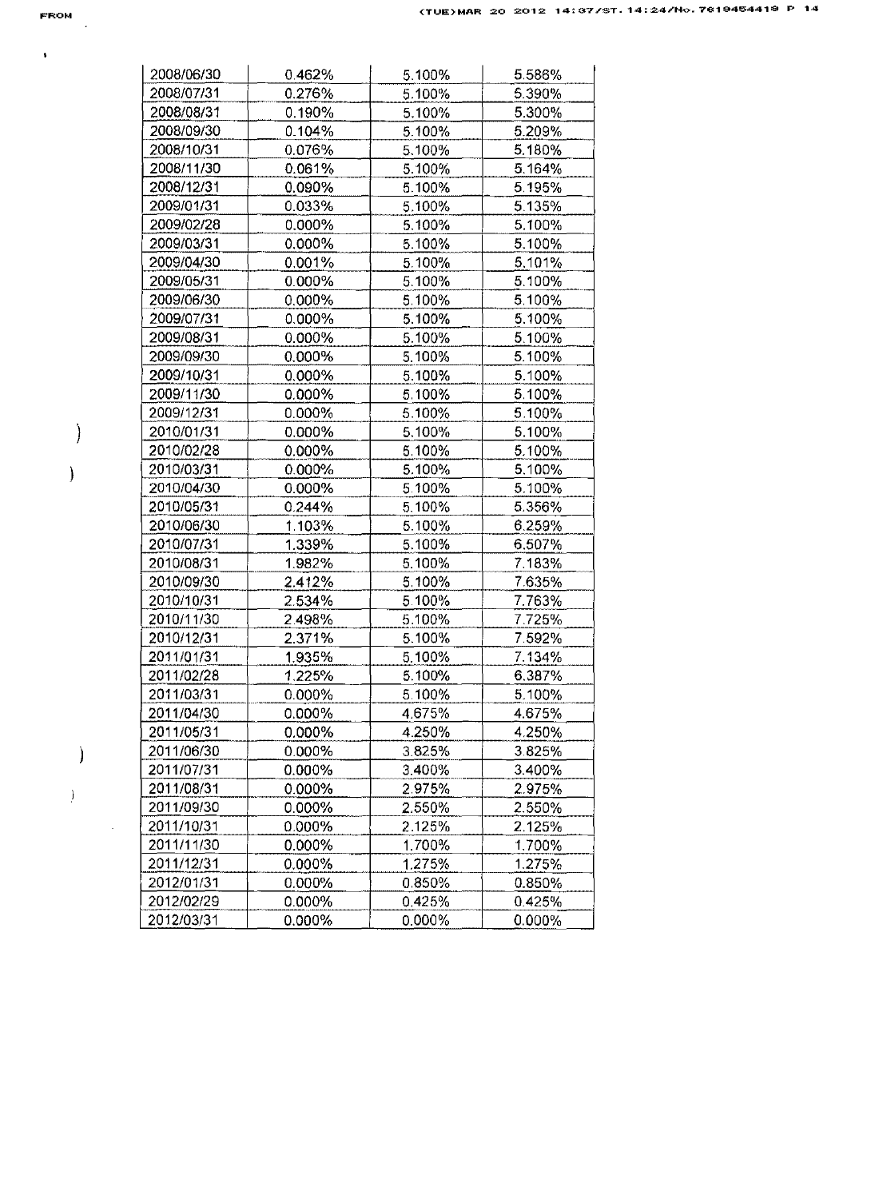| 2008/06/30 | 0.462% | 5.100% | 5.586% |
|---|---|---|---|
| 2008/07/31 | 0.276% | 5.100% | 5.390% |
| 2008/08/31 | 0.190% | 5.100% | 5.300% |
| 2008/09/30 | 0.104% | 5.100% | 5.209% |
| 2008/10/31 | 0.076% | 5.100% | 5.180% |
| 2008/11/30 | 0.061% | 5.100% | 5.164% |
| 2008/12/31 | 0.090% | 5.100% | 5.195% |
| 2009/01/31 | 0.033% | 5.100% | 5.135% |
| 2009/02/28 | 0.000% | 5.100% | 5.100% |
| 2009/03/31 | 0.000% | 5.100% | 5.100% |
| 2009/04/30 | 0.001% | 5.100% | 5.101% |
| 2009/05/31 | 0.000% | 5.100% | 5.100% |
| 2009/06/30 | 0.000% | 5.100% | 5.100% |
| 2009/07/31 | 0.000% | 5.100% | 5.100% |
| 2009/08/31 | 0.000% | 5.100% | 5.100% |
| 2009/09/30 | 0.000% | 5.100% | 5.100% |
| 2009/10/31 | 0.000% | 5.100% | 5.100% |
| 2009/11/30 | 0.000% | 5.100% | 5.100% |
| 2009/12/31 | 0.000% | 5.100% | 5.100% |
| 2010/01/31 | 0.000% | 5.100% | 5.100% |
| 2010/02/28 | 0.000% | 5.100% | 5.100% |
| 2010/03/31 | 0.000% | 5.100% | 5.100% |
| 2010/04/30 | 0.000% | 5.100% | 5.100% |
| 2010/05/31 | 0.244% | 5.100% | 5.356% |
| 2010/06/30 | 1.103% | 5.100% | 6.259% |
| 2010/07/31 | 1.339% | 5.100% | 6.507% |
| 2010/08/31 | 1.982% | 5.100% | 7.183% |
| 2010/09/30 | 2.412% | 5.100% | 7.635% |
| 2010/10/31 | 2.534% | 5.100% | 7.763% |
| 2010/11/30 | 2.498% | 5.100% | 7.725% |
| 2010/12/31 | 2.371% | 5.100% | 7.592% |
| 2011/01/31 | 1.935% | 5.100% | 7.134% |
| 2011/02/28 | 1.225% | 5.100% | 6.387% |
| 2011/03/31 | 0.000% | 5.100% | 5.100% |
| 2011/04/30 | 0.000% | 4.675% | 4.675% |
| 2011/05/31 | 0.000% | 4.250% | 4.250% |
| 2011/06/30 | 0.000% | 3.825% | 3.825% |
| 2011/07/31 | 0.000% | 3.400% | 3.400% |
| 2011/08/31 | 0.000% | 2.975% | 2.975% |
| 2011/09/30 | 0.000% | 2.550% | 2.550% |
| 2011/10/31 | 0.000% | 2.125% | 2.125% |
| 2011/11/30 | 0.000% | 1.700% | 1.700% |
| 2011/12/31 | 0.000% | 1.275% | 1.275% |
| 2012/01/31 | 0.000% | 0.850% | 0.850% |
| 2012/02/29 | 0.000% | 0.425% | 0.425% |
| 2012/03/31 | 0.000% | 0.000% | 0.000% |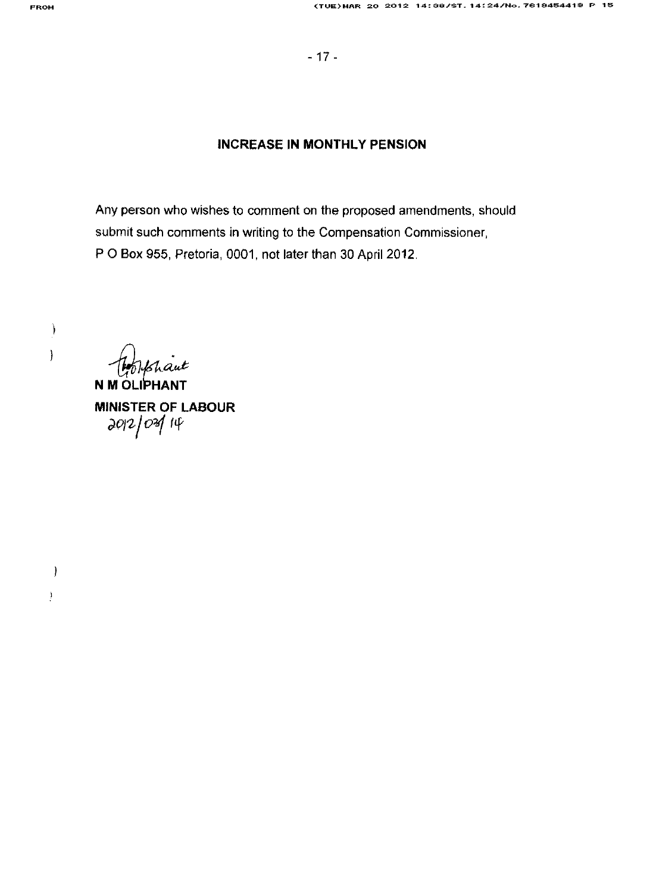## INCREASE IN MONTHLY PENSION

Any person who wishes to comment on the proposed amendments, should submit such comments in writing to the Compensation Commissioner, P O Box 955, Pretoria, 0001, not later than 30 April 2012.

**N M OLIPHANT**

**MINISTER OF LABOUR**

2012/03/14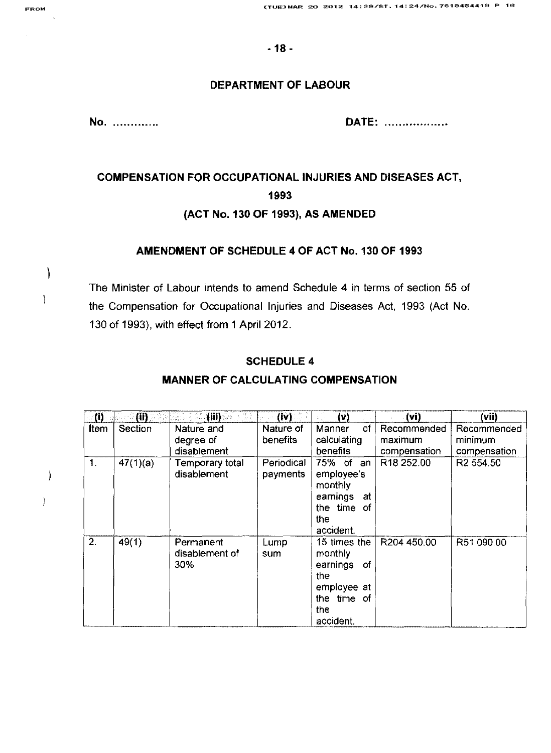## DEPARTMENT OF LABOUR

**No. ………….** **DATE: ………………**

## COMPENSATION FOR OCCUPATIONAL INJURIES AND DISEASES ACT, 1993

## (ACT No. 130 OF 1993), AS AMENDED

### AMENDMENT OF SCHEDULE 4 OF ACT No. 130 OF 1993

The Minister of Labour intends to amend Schedule 4 in terms of section 55 of the Compensation for Occupational Injuries and Diseases Act, 1993 (Act No. 130 of 1993), with effect from 1 April 2012.

### SCHEDULE 4

### MANNER OF CALCULATING COMPENSATION

| (i) | (ii) | (iii) | (iv) | (v) | (vi) | (vii) |
|---|---|---|---|---|---|---|
| Item | Section | Nature and degree of disablement | Nature of benefits | Manner of calculating benefits | Recommended maximum compensation | Recommended minimum compensation |
| 1. | 47(1)(a) | Temporary total disablement | Periodical payments | 75% of an employee's monthly earnings at the time of the accident. | R18 252.00 | R2 554.50 |
| 2. | 49(1) | Permanent disablement of 30% | Lump sum | 15 times the monthly earnings of the employee at the time of the accident. | R204 450.00 | R51 090.00 |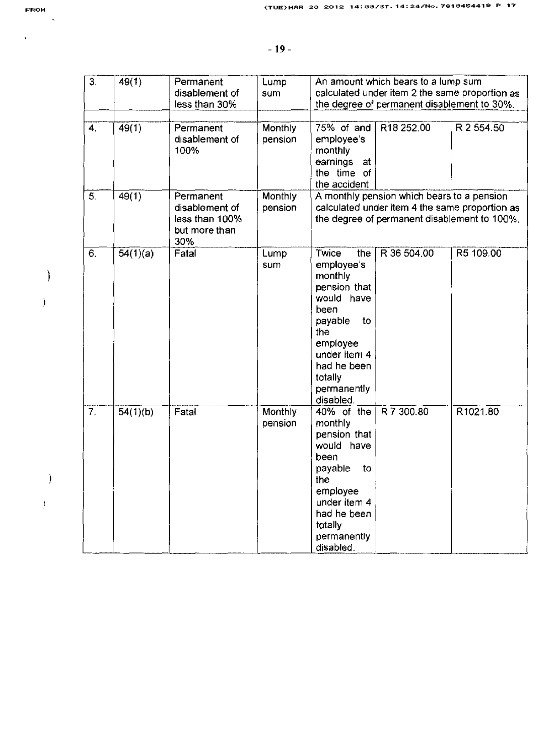| 3. | 49(1) | Permanent disablement of less than 30% | Lump sum | An amount which bears to a lump sum calculated under item 2 the same proportion as the degree of permanent disablement to 30%. | | |
|---|---|---|---|---|---|---|
| | | | | | | |
| 4. | 49(1) | Permanent disablement of 100% | Monthly pension | 75% of and employee's monthly earnings at the time of the accident | R18 252.00 | R 2 554.50 |
| 5. | 49(1) | Permanent disablement of less than 100% but more than 30% | Monthly pension | A monthly pension which bears to a pension calculated under item 4 the same proportion as the degree of permanent disablement to 100%. | | |
| 6. | 54(1)(a) | Fatal | Lump sum | Twice the employee's monthly pension that would have been payable to the employee under item 4 had he been totally permanently disabled. | R 36 504.00 | R5 109.00 |
| 7. | 54(1)(b) | Fatal | Monthly pension | 40% of the monthly pension that would have been payable to the employee under item 4 had he been totally permanently disabled. | R 7 300.80 | R1021.80 |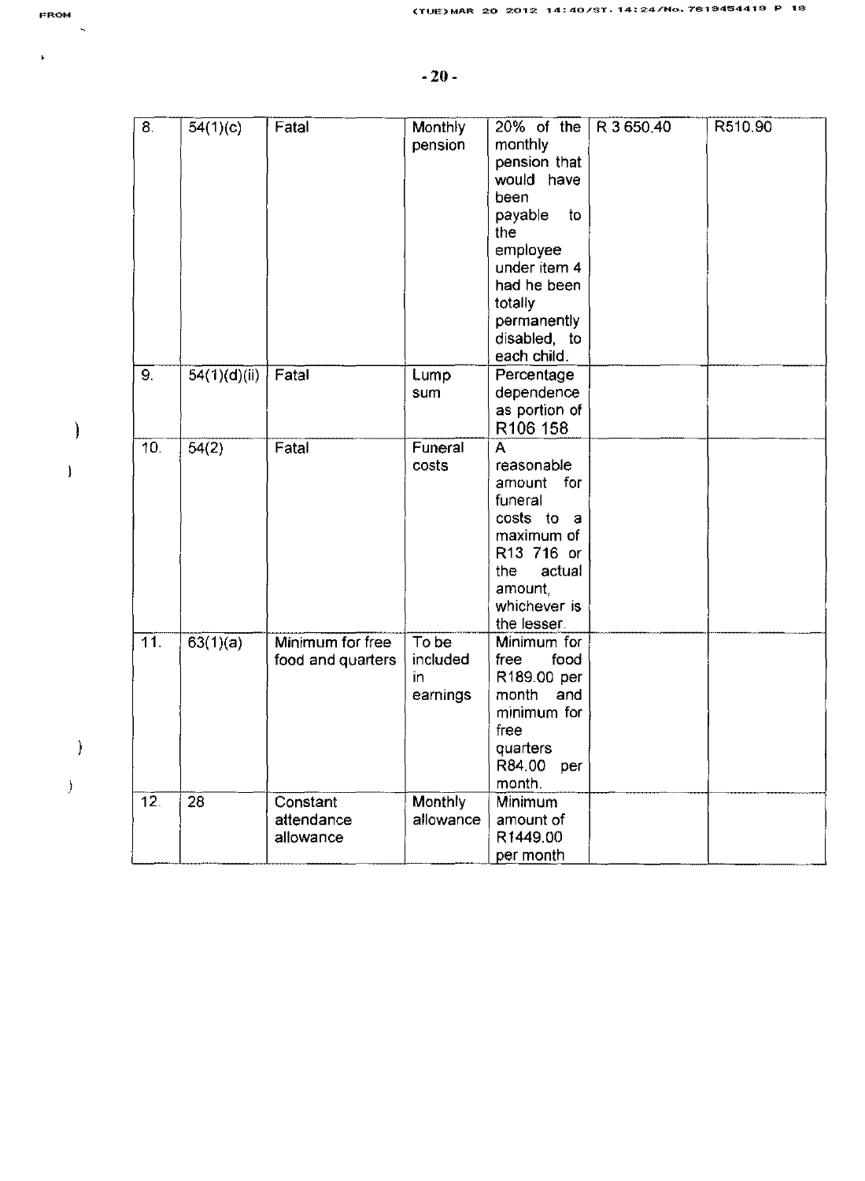| 8. | 54(1)(c) | Fatal | Monthly pension | 20% of the monthly pension that would have been payable to the employee under item 4 had he been totally permanently disabled, to each child. | R 3 650.40 | R510.90 |
|---|---|---|---|---|---|---|
| 9. | 54(1)(d)(ii) | Fatal | Lump sum | Percentage dependence as portion of R106 158 | | |
| 10. | 54(2) | Fatal | Funeral costs | A reasonable amount for funeral costs to a maximum of R13 716 or the actual amount, whichever is the lesser. | | |
| 11. | 63(1)(a) | Minimum for free food and quarters | To be included in earnings | Minimum for free food R189.00 per month and minimum for free quarters R84.00 per month. | | |
| 12. | 28 | Constant attendance allowance | Monthly allowance | Minimum amount of R1449.00 per month | | |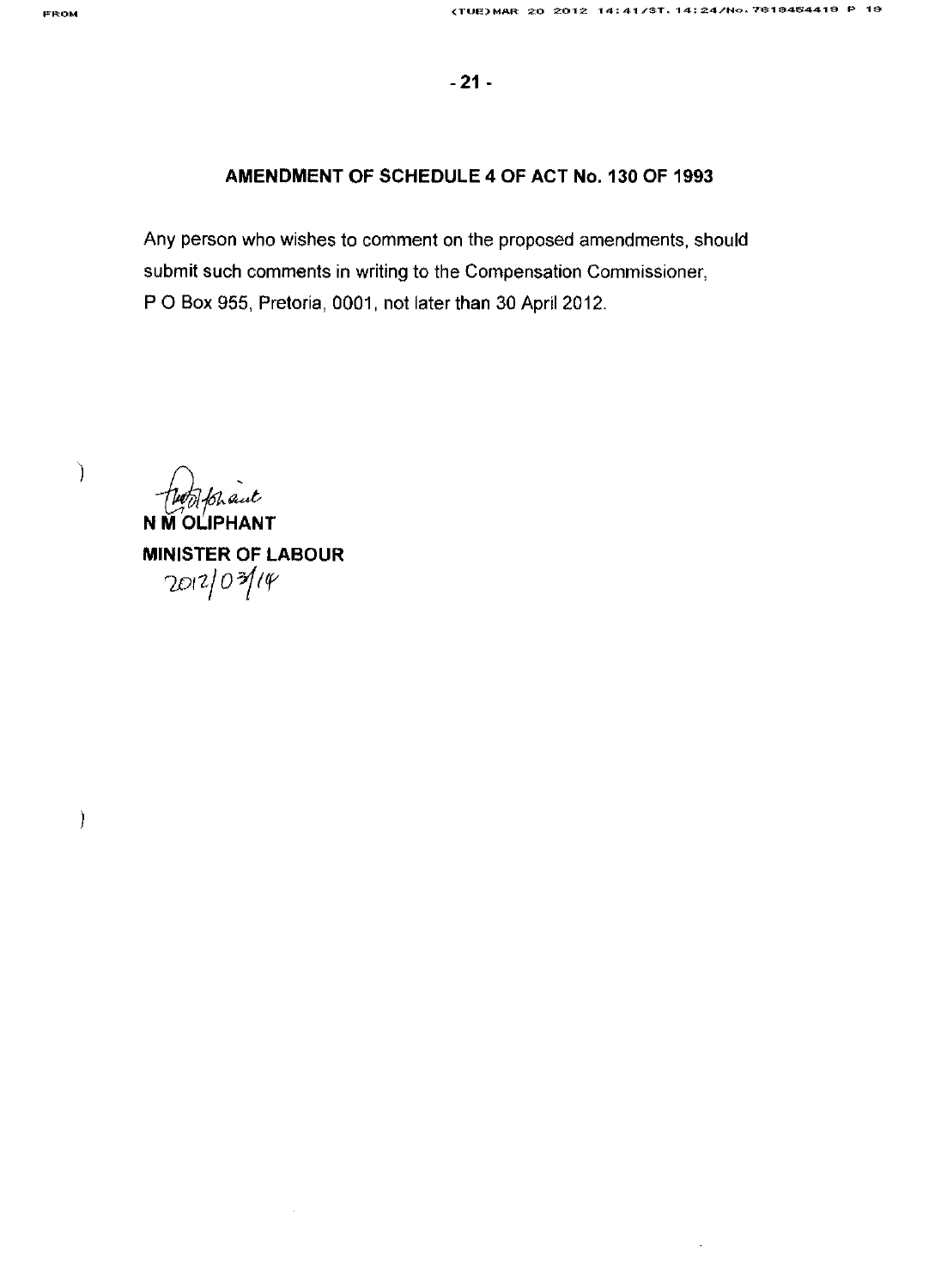## AMENDMENT OF SCHEDULE 4 OF ACT No. 130 OF 1993

Any person who wishes to comment on the proposed amendments, should submit such comments in writing to the Compensation Commissioner, P O Box 955, Pretoria, 0001, not later than 30 April 2012.

**N M OLIPHANT**

**MINISTER OF LABOUR**

2012/03/14